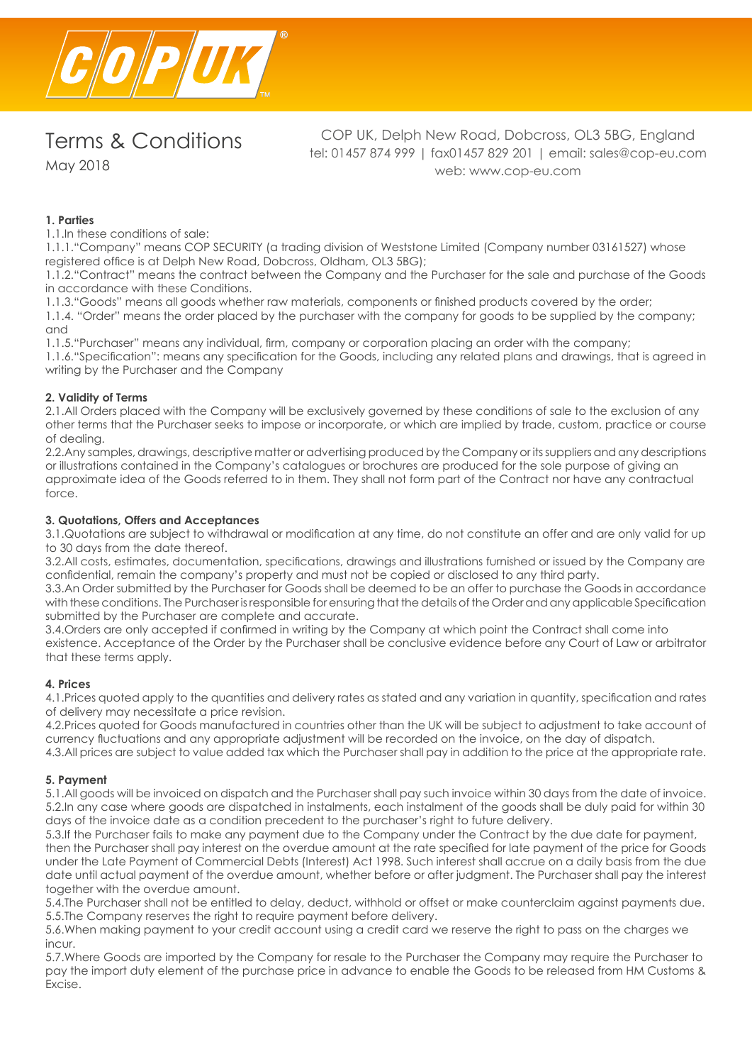# Terms & Conditions

May 2018

COP UK, Delph New Road, Dobcross, OL3 5BG, England
tel: 01457 874 999 | fax01457 829 201 | email: sales@cop-eu.com
web: www.cop-eu.com

**1. Parties**

1.1.In these conditions of sale:

1.1.1."Company" means COP SECURITY (a trading division of Weststone Limited (Company number 03161527) whose registered office is at Delph New Road, Dobcross, Oldham, OL3 5BG);

1.1.2."Contract" means the contract between the Company and the Purchaser for the sale and purchase of the Goods in accordance with these Conditions.

1.1.3."Goods" means all goods whether raw materials, components or finished products covered by the order;

1.1.4. "Order" means the order placed by the purchaser with the company for goods to be supplied by the company; and

1.1.5."Purchaser" means any individual, firm, company or corporation placing an order with the company;

1.1.6."Specification": means any specification for the Goods, including any related plans and drawings, that is agreed in writing by the Purchaser and the Company

**2. Validity of Terms**

2.1.All Orders placed with the Company will be exclusively governed by these conditions of sale to the exclusion of any other terms that the Purchaser seeks to impose or incorporate, or which are implied by trade, custom, practice or course of dealing.

2.2.Any samples, drawings, descriptive matter or advertising produced by the Company or its suppliers and any descriptions or illustrations contained in the Company's catalogues or brochures are produced for the sole purpose of giving an approximate idea of the Goods referred to in them. They shall not form part of the Contract nor have any contractual force.

**3. Quotations, Offers and Acceptances**

3.1.Quotations are subject to withdrawal or modification at any time, do not constitute an offer and are only valid for up to 30 days from the date thereof.

3.2.All costs, estimates, documentation, specifications, drawings and illustrations furnished or issued by the Company are confidential, remain the company's property and must not be copied or disclosed to any third party.

3.3.An Order submitted by the Purchaser for Goods shall be deemed to be an offer to purchase the Goods in accordance with these conditions. The Purchaser is responsible for ensuring that the details of the Order and any applicable Specification submitted by the Purchaser are complete and accurate.

3.4.Orders are only accepted if confirmed in writing by the Company at which point the Contract shall come into existence. Acceptance of the Order by the Purchaser shall be conclusive evidence before any Court of Law or arbitrator that these terms apply.

**4. Prices**

4.1.Prices quoted apply to the quantities and delivery rates as stated and any variation in quantity, specification and rates of delivery may necessitate a price revision.

4.2.Prices quoted for Goods manufactured in countries other than the UK will be subject to adjustment to take account of currency fluctuations and any appropriate adjustment will be recorded on the invoice, on the day of dispatch.

4.3.All prices are subject to value added tax which the Purchaser shall pay in addition to the price at the appropriate rate.

**5. Payment**

5.1.All goods will be invoiced on dispatch and the Purchaser shall pay such invoice within 30 days from the date of invoice.

5.2.In any case where goods are dispatched in instalments, each instalment of the goods shall be duly paid for within 30 days of the invoice date as a condition precedent to the purchaser's right to future delivery.

5.3.If the Purchaser fails to make any payment due to the Company under the Contract by the due date for payment, then the Purchaser shall pay interest on the overdue amount at the rate specified for late payment of the price for Goods under the Late Payment of Commercial Debts (Interest) Act 1998. Such interest shall accrue on a daily basis from the due date until actual payment of the overdue amount, whether before or after judgment. The Purchaser shall pay the interest together with the overdue amount.

5.4.The Purchaser shall not be entitled to delay, deduct, withhold or offset or make counterclaim against payments due.

5.5.The Company reserves the right to require payment before delivery.

5.6.When making payment to your credit account using a credit card we reserve the right to pass on the charges we incur.

5.7.Where Goods are imported by the Company for resale to the Purchaser the Company may require the Purchaser to pay the import duty element of the purchase price in advance to enable the Goods to be released from HM Customs & Excise.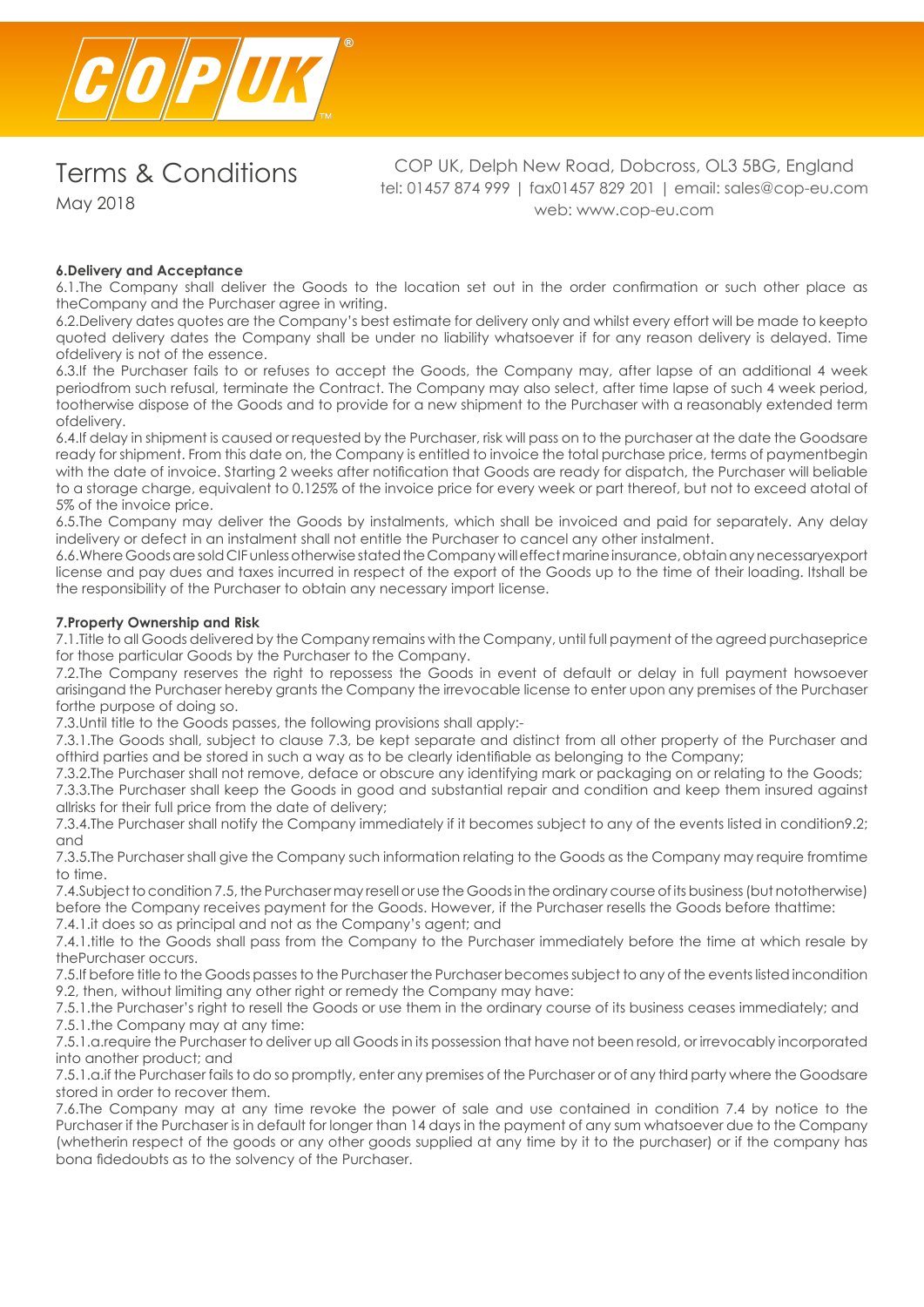# Terms & Conditions

May 2018

COP UK, Delph New Road, Dobcross, OL3 5BG, England
tel: 01457 874 999 | fax01457 829 201 | email: sales@cop-eu.com
web: www.cop-eu.com

**6.Delivery and Acceptance**

6.1.The Company shall deliver the Goods to the location set out in the order confirmation or such other place as theCompany and the Purchaser agree in writing.

6.2.Delivery dates quotes are the Company's best estimate for delivery only and whilst every effort will be made to keepto quoted delivery dates the Company shall be under no liability whatsoever if for any reason delivery is delayed. Time ofdelivery is not of the essence.

6.3.If the Purchaser fails to or refuses to accept the Goods, the Company may, after lapse of an additional 4 week periodfrom such refusal, terminate the Contract. The Company may also select, after time lapse of such 4 week period, tootherwise dispose of the Goods and to provide for a new shipment to the Purchaser with a reasonably extended term ofdelivery.

6.4.If delay in shipment is caused or requested by the Purchaser, risk will pass on to the purchaser at the date the Goodsare ready for shipment. From this date on, the Company is entitled to invoice the total purchase price, terms of paymentbegin with the date of invoice. Starting 2 weeks after notification that Goods are ready for dispatch, the Purchaser will beliable to a storage charge, equivalent to 0.125% of the invoice price for every week or part thereof, but not to exceed atotal of 5% of the invoice price.

6.5.The Company may deliver the Goods by instalments, which shall be invoiced and paid for separately. Any delay indelivery or defect in an instalment shall not entitle the Purchaser to cancel any other instalment.

6.6.Where Goods are sold CIF unless otherwise stated the Company will effect marine insurance, obtain any necessaryexport license and pay dues and taxes incurred in respect of the export of the Goods up to the time of their loading. Itshall be the responsibility of the Purchaser to obtain any necessary import license.

**7.Property Ownership and Risk**

7.1.Title to all Goods delivered by the Company remains with the Company, until full payment of the agreed purchaseprice for those particular Goods by the Purchaser to the Company.

7.2.The Company reserves the right to repossess the Goods in event of default or delay in full payment howsoever arisingand the Purchaser hereby grants the Company the irrevocable license to enter upon any premises of the Purchaser forthe purpose of doing so.

7.3.Until title to the Goods passes, the following provisions shall apply:-

7.3.1.The Goods shall, subject to clause 7.3, be kept separate and distinct from all other property of the Purchaser and ofthird parties and be stored in such a way as to be clearly identifiable as belonging to the Company;

7.3.2.The Purchaser shall not remove, deface or obscure any identifying mark or packaging on or relating to the Goods;

7.3.3.The Purchaser shall keep the Goods in good and substantial repair and condition and keep them insured against allrisks for their full price from the date of delivery;

7.3.4.The Purchaser shall notify the Company immediately if it becomes subject to any of the events listed in condition9.2; and

7.3.5.The Purchaser shall give the Company such information relating to the Goods as the Company may require fromtime to time.

7.4.Subject to condition 7.5, the Purchaser may resell or use the Goods in the ordinary course of its business (but nototherwise) before the Company receives payment for the Goods. However, if the Purchaser resells the Goods before thattime:

7.4.1.it does so as principal and not as the Company's agent; and

7.4.1.title to the Goods shall pass from the Company to the Purchaser immediately before the time at which resale by thePurchaser occurs.

7.5.If before title to the Goods passes to the Purchaser the Purchaser becomes subject to any of the events listed incondition 9.2, then, without limiting any other right or remedy the Company may have:

7.5.1.the Purchaser's right to resell the Goods or use them in the ordinary course of its business ceases immediately; and

7.5.1.the Company may at any time:

7.5.1.a.require the Purchaser to deliver up all Goods in its possession that have not been resold, or irrevocably incorporated into another product; and

7.5.1.a.if the Purchaser fails to do so promptly, enter any premises of the Purchaser or of any third party where the Goodsare stored in order to recover them.

7.6.The Company may at any time revoke the power of sale and use contained in condition 7.4 by notice to the Purchaser if the Purchaser is in default for longer than 14 days in the payment of any sum whatsoever due to the Company (whetherin respect of the goods or any other goods supplied at any time by it to the purchaser) or if the company has bona fidedoubts as to the solvency of the Purchaser.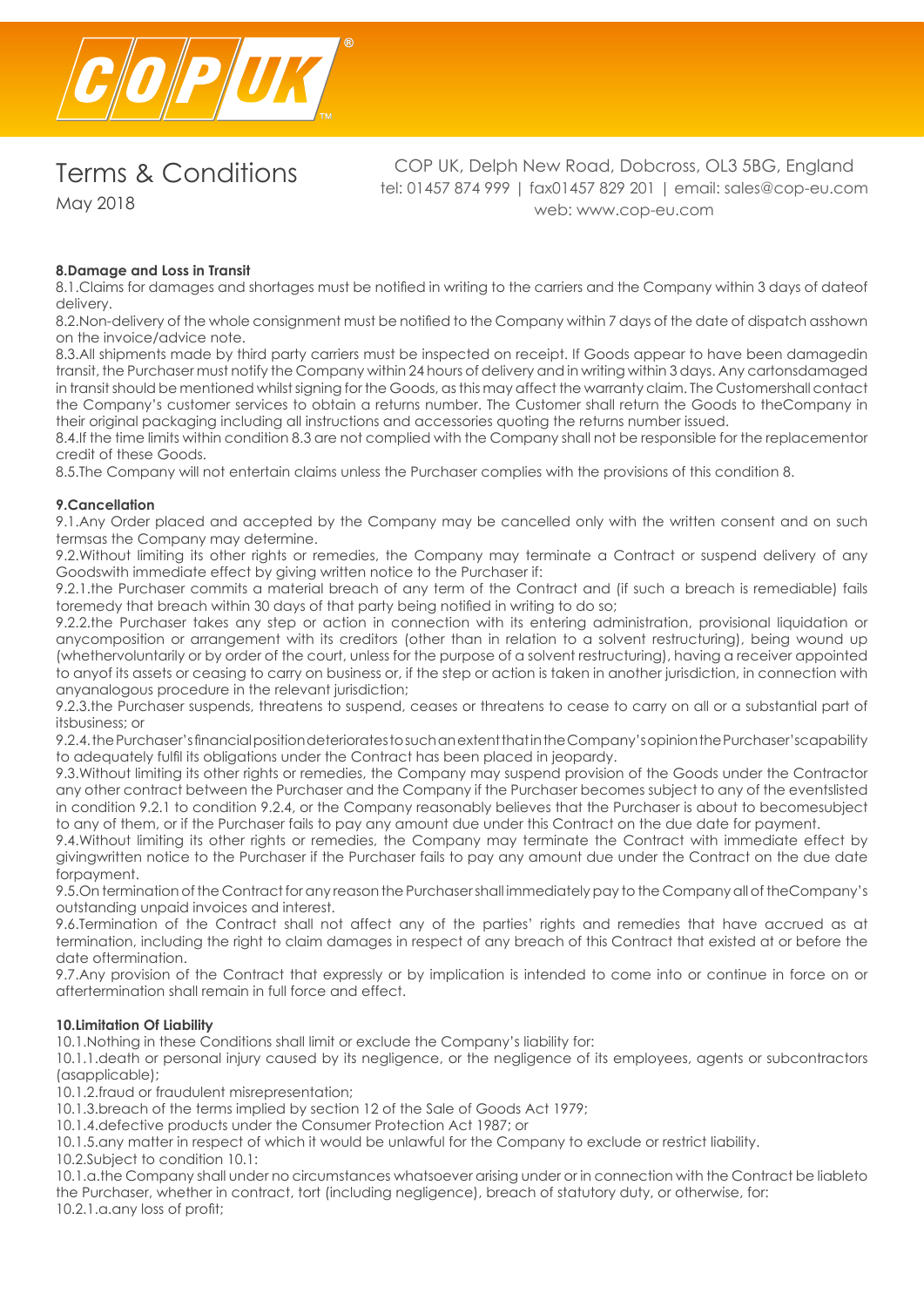### 8.Damage and Loss in Transit

8.1.Claims for damages and shortages must be notified in writing to the carriers and the Company within 3 days of dateof delivery.

8.2.Non-delivery of the whole consignment must be notified to the Company within 7 days of the date of dispatch asshown on the invoice/advice note.

8.3.All shipments made by third party carriers must be inspected on receipt. If Goods appear to have been damagedin transit, the Purchaser must notify the Company within 24 hours of delivery and in writing within 3 days. Any cartonsdamaged in transit should be mentioned whilst signing for the Goods, as this may affect the warranty claim. The Customershall contact the Company's customer services to obtain a returns number. The Customer shall return the Goods to theCompany in their original packaging including all instructions and accessories quoting the returns number issued.

8.4.If the time limits within condition 8.3 are not complied with the Company shall not be responsible for the replacementor credit of these Goods.

8.5.The Company will not entertain claims unless the Purchaser complies with the provisions of this condition 8.

### 9.Cancellation

9.1.Any Order placed and accepted by the Company may be cancelled only with the written consent and on such termsas the Company may determine.

9.2.Without limiting its other rights or remedies, the Company may terminate a Contract or suspend delivery of any Goodswith immediate effect by giving written notice to the Purchaser if:

9.2.1.the Purchaser commits a material breach of any term of the Contract and (if such a breach is remediable) fails toremedy that breach within 30 days of that party being notified in writing to do so;

9.2.2.the Purchaser takes any step or action in connection with its entering administration, provisional liquidation or anycomposition or arrangement with its creditors (other than in relation to a solvent restructuring), being wound up (whethervoluntarily or by order of the court, unless for the purpose of a solvent restructuring), having a receiver appointed to anyof its assets or ceasing to carry on business or, if the step or action is taken in another jurisdiction, in connection with anyanalogous procedure in the relevant jurisdiction;

9.2.3.the Purchaser suspends, threatens to suspend, ceases or threatens to cease to carry on all or a substantial part of itsbusiness; or

9.2.4.the Purchaser'sfinancialpositiondeterioratestosuchanextentthatintheCompany'sopinionthePurchaser'scapability to adequately fulfil its obligations under the Contract has been placed in jeopardy.

9.3.Without limiting its other rights or remedies, the Company may suspend provision of the Goods under the Contractor any other contract between the Purchaser and the Company if the Purchaser becomes subject to any of the eventslisted in condition 9.2.1 to condition 9.2.4, or the Company reasonably believes that the Purchaser is about to becomesubject to any of them, or if the Purchaser fails to pay any amount due under this Contract on the due date for payment.

9.4.Without limiting its other rights or remedies, the Company may terminate the Contract with immediate effect by givingwritten notice to the Purchaser if the Purchaser fails to pay any amount due under the Contract on the due date forpayment.

9.5.On termination of the Contract for any reason the Purchaser shall immediately pay to the Company all of theCompany's outstanding unpaid invoices and interest.

9.6.Termination of the Contract shall not affect any of the parties' rights and remedies that have accrued as at termination, including the right to claim damages in respect of any breach of this Contract that existed at or before the date oftermination.

9.7.Any provision of the Contract that expressly or by implication is intended to come into or continue in force on or aftertermination shall remain in full force and effect.

### 10.Limitation Of Liability

10.1.Nothing in these Conditions shall limit or exclude the Company's liability for:

10.1.1.death or personal injury caused by its negligence, or the negligence of its employees, agents or subcontractors (asapplicable);

10.1.2.fraud or fraudulent misrepresentation;

10.1.3.breach of the terms implied by section 12 of the Sale of Goods Act 1979;

10.1.4.defective products under the Consumer Protection Act 1987; or

10.1.5.any matter in respect of which it would be unlawful for the Company to exclude or restrict liability.

10.2.Subject to condition 10.1:

10.1.a.the Company shall under no circumstances whatsoever arising under or in connection with the Contract be liableto the Purchaser, whether in contract, tort (including negligence), breach of statutory duty, or otherwise, for:

10.2.1.a.any loss of profit;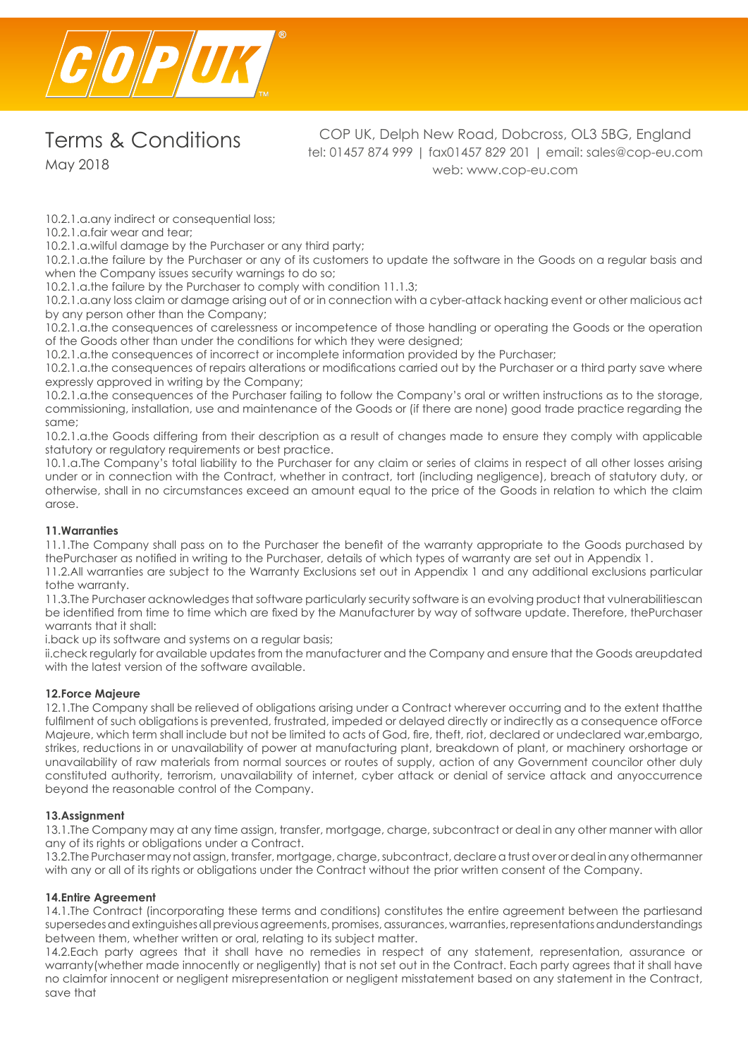10.2.1.a.any indirect or consequential loss;

10.2.1.a.fair wear and tear;

10.2.1.a.wilful damage by the Purchaser or any third party;

10.2.1.a.the failure by the Purchaser or any of its customers to update the software in the Goods on a regular basis and when the Company issues security warnings to do so;

10.2.1.a.the failure by the Purchaser to comply with condition 11.1.3;

10.2.1.a.any loss claim or damage arising out of or in connection with a cyber-attack hacking event or other malicious act by any person other than the Company;

10.2.1.a.the consequences of carelessness or incompetence of those handling or operating the Goods or the operation of the Goods other than under the conditions for which they were designed;

10.2.1.a.the consequences of incorrect or incomplete information provided by the Purchaser;

10.2.1.a.the consequences of repairs alterations or modifications carried out by the Purchaser or a third party save where expressly approved in writing by the Company;

10.2.1.a.the consequences of the Purchaser failing to follow the Company's oral or written instructions as to the storage, commissioning, installation, use and maintenance of the Goods or (if there are none) good trade practice regarding the same;

10.2.1.a.the Goods differing from their description as a result of changes made to ensure they comply with applicable statutory or regulatory requirements or best practice.

10.1.a.The Company's total liability to the Purchaser for any claim or series of claims in respect of all other losses arising under or in connection with the Contract, whether in contract, tort (including negligence), breach of statutory duty, or otherwise, shall in no circumstances exceed an amount equal to the price of the Goods in relation to which the claim arose.

**11.Warranties**

11.1.The Company shall pass on to the Purchaser the benefit of the warranty appropriate to the Goods purchased by thePurchaser as notified in writing to the Purchaser, details of which types of warranty are set out in Appendix 1.

11.2.All warranties are subject to the Warranty Exclusions set out in Appendix 1 and any additional exclusions particular tothe warranty.

11.3.The Purchaser acknowledges that software particularly security software is an evolving product that vulnerabilitiescan be identified from time to time which are fixed by the Manufacturer by way of software update. Therefore, thePurchaser warrants that it shall:

i.back up its software and systems on a regular basis;

ii.check regularly for available updates from the manufacturer and the Company and ensure that the Goods areupdated with the latest version of the software available.

**12.Force Majeure**

12.1.The Company shall be relieved of obligations arising under a Contract wherever occurring and to the extent thatthe fulfilment of such obligations is prevented, frustrated, impeded or delayed directly or indirectly as a consequence ofForce Majeure, which term shall include but not be limited to acts of God, fire, theft, riot, declared or undeclared war,embargo, strikes, reductions in or unavailability of power at manufacturing plant, breakdown of plant, or machinery orshortage or unavailability of raw materials from normal sources or routes of supply, action of any Government councilor other duly constituted authority, terrorism, unavailability of internet, cyber attack or denial of service attack and anyoccurrence beyond the reasonable control of the Company.

**13.Assignment**

13.1.The Company may at any time assign, transfer, mortgage, charge, subcontract or deal in any other manner with allor any of its rights or obligations under a Contract.

13.2.The Purchaser may not assign, transfer, mortgage, charge, subcontract, declare a trust over or deal in any othermanner with any or all of its rights or obligations under the Contract without the prior written consent of the Company.

**14.Entire Agreement**

14.1.The Contract (incorporating these terms and conditions) constitutes the entire agreement between the partiesand supersedes and extinguishes all previous agreements, promises, assurances, warranties, representations andunderstandings between them, whether written or oral, relating to its subject matter.

14.2.Each party agrees that it shall have no remedies in respect of any statement, representation, assurance or warranty(whether made innocently or negligently) that is not set out in the Contract. Each party agrees that it shall have no claimfor innocent or negligent misrepresentation or negligent misstatement based on any statement in the Contract, save that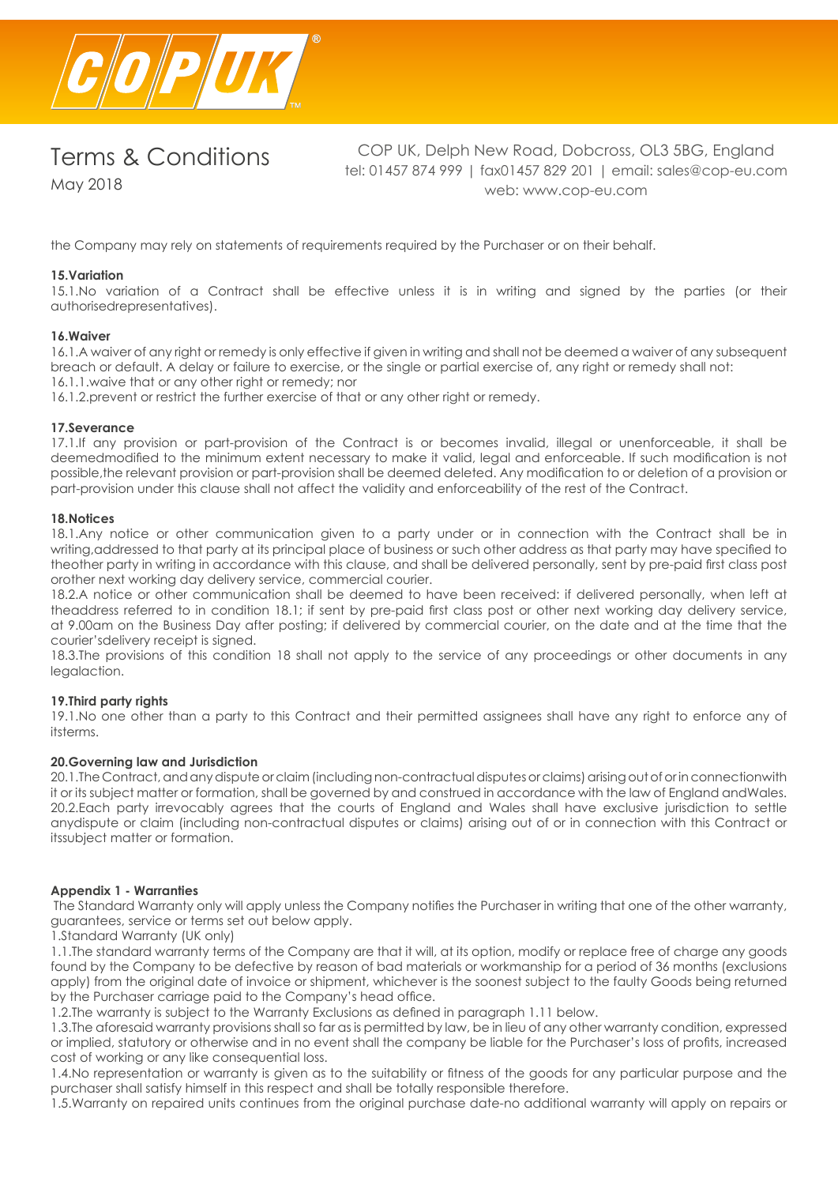the Company may rely on statements of requirements required by the Purchaser or on their behalf.

**15.Variation**

15.1.No variation of a Contract shall be effective unless it is in writing and signed by the parties (or their authorisedrepresentatives).

**16.Waiver**

16.1.A waiver of any right or remedy is only effective if given in writing and shall not be deemed a waiver of any subsequent breach or default. A delay or failure to exercise, or the single or partial exercise of, any right or remedy shall not:

16.1.1.waive that or any other right or remedy; nor

16.1.2.prevent or restrict the further exercise of that or any other right or remedy.

**17.Severance**

17.1.If any provision or part-provision of the Contract is or becomes invalid, illegal or unenforceable, it shall be deemedmodified to the minimum extent necessary to make it valid, legal and enforceable. If such modification is not possible,the relevant provision or part-provision shall be deemed deleted. Any modification to or deletion of a provision or part-provision under this clause shall not affect the validity and enforceability of the rest of the Contract.

**18.Notices**

18.1.Any notice or other communication given to a party under or in connection with the Contract shall be in writing,addressed to that party at its principal place of business or such other address as that party may have specified to theother party in writing in accordance with this clause, and shall be delivered personally, sent by pre-paid first class post orother next working day delivery service, commercial courier.

18.2.A notice or other communication shall be deemed to have been received: if delivered personally, when left at theaddress referred to in condition 18.1; if sent by pre-paid first class post or other next working day delivery service, at 9.00am on the Business Day after posting; if delivered by commercial courier, on the date and at the time that the courier'sdelivery receipt is signed.

18.3.The provisions of this condition 18 shall not apply to the service of any proceedings or other documents in any legalaction.

**19.Third party rights**

19.1.No one other than a party to this Contract and their permitted assignees shall have any right to enforce any of itsterms.

**20.Governing law and Jurisdiction**

20.1.The Contract, and any dispute or claim (including non-contractual disputes or claims) arising out of or in connectionwith it or its subject matter or formation, shall be governed by and construed in accordance with the law of England andWales.

20.2.Each party irrevocably agrees that the courts of England and Wales shall have exclusive jurisdiction to settle anydispute or claim (including non-contractual disputes or claims) arising out of or in connection with this Contract or itssubject matter or formation.

**Appendix 1 - Warranties**

The Standard Warranty only will apply unless the Company notifies the Purchaser in writing that one of the other warranty, guarantees, service or terms set out below apply.

1.Standard Warranty (UK only)

1.1.The standard warranty terms of the Company are that it will, at its option, modify or replace free of charge any goods found by the Company to be defective by reason of bad materials or workmanship for a period of 36 months (exclusions apply) from the original date of invoice or shipment, whichever is the soonest subject to the faulty Goods being returned by the Purchaser carriage paid to the Company's head office.

1.2.The warranty is subject to the Warranty Exclusions as defined in paragraph 1.11 below.

1.3.The aforesaid warranty provisions shall so far as is permitted by law, be in lieu of any other warranty condition, expressed or implied, statutory or otherwise and in no event shall the company be liable for the Purchaser's loss of profits, increased cost of working or any like consequential loss.

1.4.No representation or warranty is given as to the suitability or fitness of the goods for any particular purpose and the purchaser shall satisfy himself in this respect and shall be totally responsible therefore.

1.5.Warranty on repaired units continues from the original purchase date-no additional warranty will apply on repairs or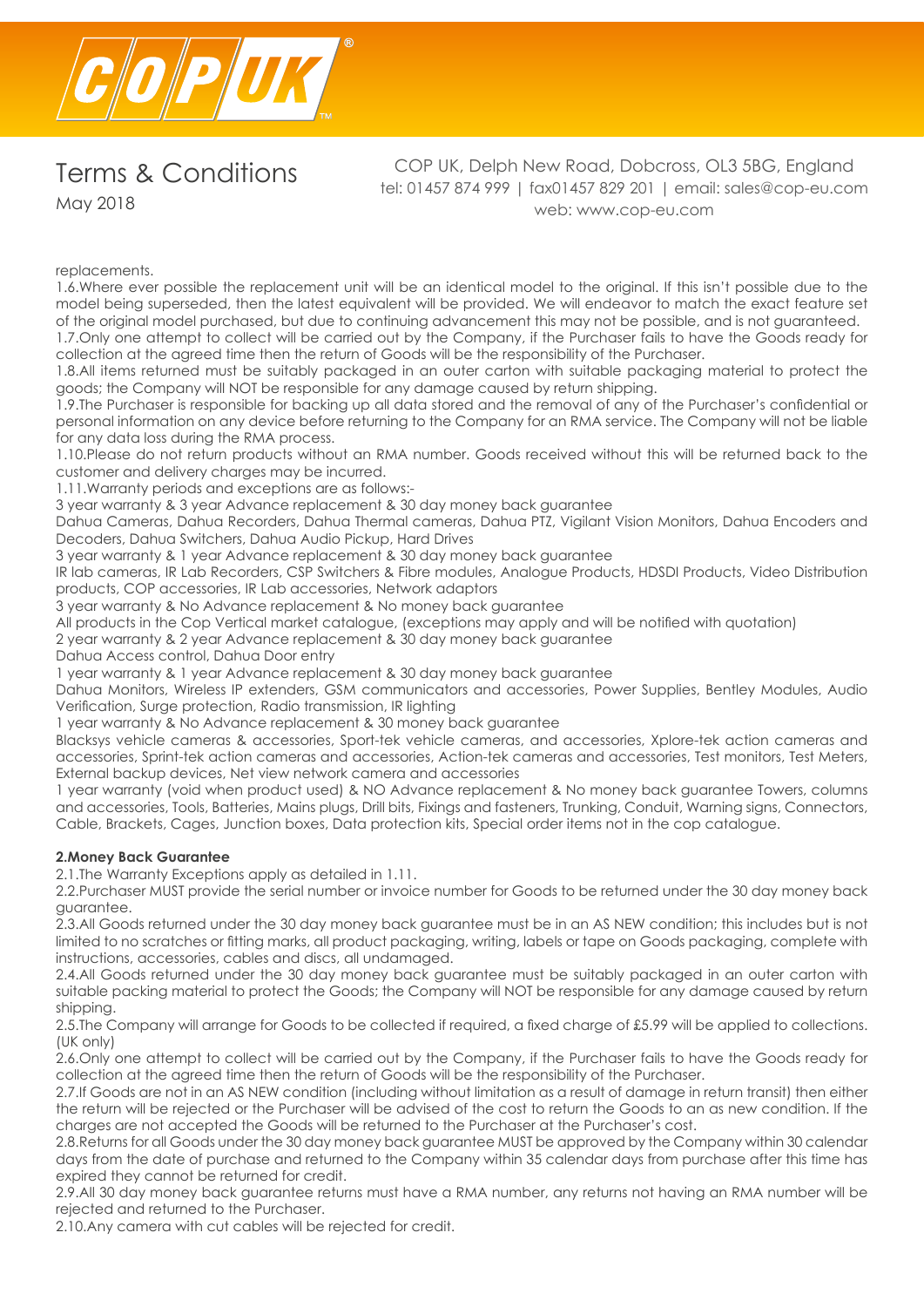replacements.

1.6.Where ever possible the replacement unit will be an identical model to the original. If this isn't possible due to the model being superseded, then the latest equivalent will be provided. We will endeavor to match the exact feature set of the original model purchased, but due to continuing advancement this may not be possible, and is not guaranteed.

1.7.Only one attempt to collect will be carried out by the Company, if the Purchaser fails to have the Goods ready for collection at the agreed time then the return of Goods will be the responsibility of the Purchaser.

1.8.All items returned must be suitably packaged in an outer carton with suitable packaging material to protect the goods; the Company will NOT be responsible for any damage caused by return shipping.

1.9.The Purchaser is responsible for backing up all data stored and the removal of any of the Purchaser's confidential or personal information on any device before returning to the Company for an RMA service. The Company will not be liable for any data loss during the RMA process.

1.10.Please do not return products without an RMA number. Goods received without this will be returned back to the customer and delivery charges may be incurred.

1.11.Warranty periods and exceptions are as follows:-

3 year warranty & 3 year Advance replacement & 30 day money back guarantee

Dahua Cameras, Dahua Recorders, Dahua Thermal cameras, Dahua PTZ, Vigilant Vision Monitors, Dahua Encoders and Decoders, Dahua Switchers, Dahua Audio Pickup, Hard Drives

3 year warranty & 1 year Advance replacement & 30 day money back guarantee

IR lab cameras, IR Lab Recorders, CSP Switchers & Fibre modules, Analogue Products, HDSDI Products, Video Distribution products, COP accessories, IR Lab accessories, Network adaptors

3 year warranty & No Advance replacement & No money back guarantee

All products in the Cop Vertical market catalogue, (exceptions may apply and will be notified with quotation)

2 year warranty & 2 year Advance replacement & 30 day money back guarantee

Dahua Access control, Dahua Door entry

1 year warranty & 1 year Advance replacement & 30 day money back guarantee

Dahua Monitors, Wireless IP extenders, GSM communicators and accessories, Power Supplies, Bentley Modules, Audio Verification, Surge protection, Radio transmission, IR lighting

1 year warranty & No Advance replacement & 30 money back guarantee

Blacksys vehicle cameras & accessories, Sport-tek vehicle cameras, and accessories, Xplore-tek action cameras and accessories, Sprint-tek action cameras and accessories, Action-tek cameras and accessories, Test monitors, Test Meters, External backup devices, Net view network camera and accessories

1 year warranty (void when product used) & NO Advance replacement & No money back guarantee Towers, columns and accessories, Tools, Batteries, Mains plugs, Drill bits, Fixings and fasteners, Trunking, Conduit, Warning signs, Connectors, Cable, Brackets, Cages, Junction boxes, Data protection kits, Special order items not in the cop catalogue.

**2.Money Back Guarantee**

2.1.The Warranty Exceptions apply as detailed in 1.11.

2.2.Purchaser MUST provide the serial number or invoice number for Goods to be returned under the 30 day money back guarantee.

2.3.All Goods returned under the 30 day money back guarantee must be in an AS NEW condition; this includes but is not limited to no scratches or fitting marks, all product packaging, writing, labels or tape on Goods packaging, complete with instructions, accessories, cables and discs, all undamaged.

2.4.All Goods returned under the 30 day money back guarantee must be suitably packaged in an outer carton with suitable packing material to protect the Goods; the Company will NOT be responsible for any damage caused by return shipping.

2.5.The Company will arrange for Goods to be collected if required, a fixed charge of £5.99 will be applied to collections. (UK only)

2.6.Only one attempt to collect will be carried out by the Company, if the Purchaser fails to have the Goods ready for collection at the agreed time then the return of Goods will be the responsibility of the Purchaser.

2.7.If Goods are not in an AS NEW condition (including without limitation as a result of damage in return transit) then either the return will be rejected or the Purchaser will be advised of the cost to return the Goods to an as new condition. If the charges are not accepted the Goods will be returned to the Purchaser at the Purchaser's cost.

2.8.Returns for all Goods under the 30 day money back guarantee MUST be approved by the Company within 30 calendar days from the date of purchase and returned to the Company within 35 calendar days from purchase after this time has expired they cannot be returned for credit.

2.9.All 30 day money back guarantee returns must have a RMA number, any returns not having an RMA number will be rejected and returned to the Purchaser.

2.10.Any camera with cut cables will be rejected for credit.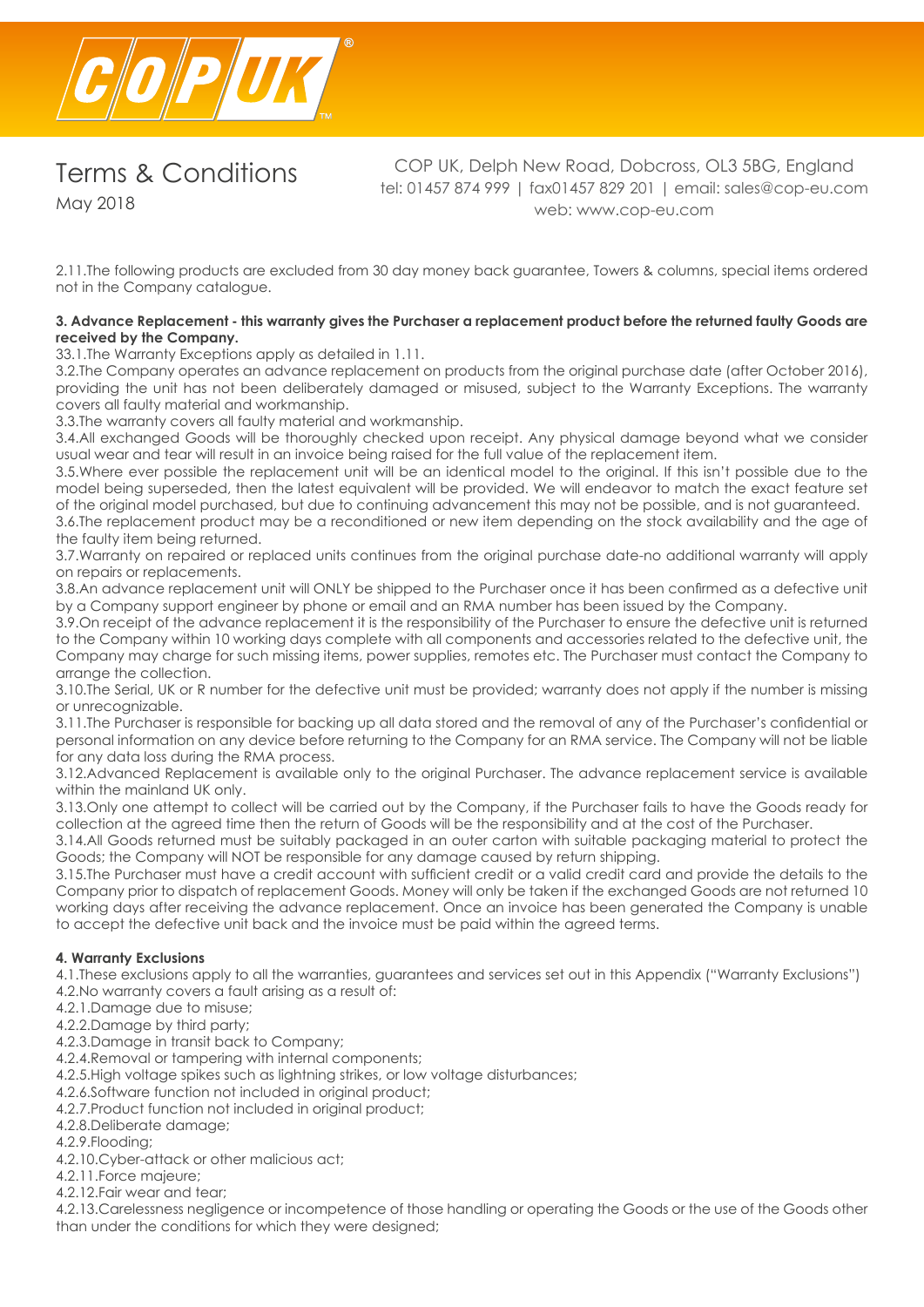2.11.The following products are excluded from 30 day money back guarantee, Towers & columns, special items ordered not in the Company catalogue.

**3. Advance Replacement - this warranty gives the Purchaser a replacement product before the returned faulty Goods are received by the Company.**

33.1.The Warranty Exceptions apply as detailed in 1.11.

3.2.The Company operates an advance replacement on products from the original purchase date (after October 2016), providing the unit has not been deliberately damaged or misused, subject to the Warranty Exceptions. The warranty covers all faulty material and workmanship.

3.3.The warranty covers all faulty material and workmanship.

3.4.All exchanged Goods will be thoroughly checked upon receipt. Any physical damage beyond what we consider usual wear and tear will result in an invoice being raised for the full value of the replacement item.

3.5.Where ever possible the replacement unit will be an identical model to the original. If this isn't possible due to the model being superseded, then the latest equivalent will be provided. We will endeavor to match the exact feature set of the original model purchased, but due to continuing advancement this may not be possible, and is not guaranteed.

3.6.The replacement product may be a reconditioned or new item depending on the stock availability and the age of the faulty item being returned.

3.7.Warranty on repaired or replaced units continues from the original purchase date-no additional warranty will apply on repairs or replacements.

3.8.An advance replacement unit will ONLY be shipped to the Purchaser once it has been confirmed as a defective unit by a Company support engineer by phone or email and an RMA number has been issued by the Company.

3.9.On receipt of the advance replacement it is the responsibility of the Purchaser to ensure the defective unit is returned to the Company within 10 working days complete with all components and accessories related to the defective unit, the Company may charge for such missing items, power supplies, remotes etc. The Purchaser must contact the Company to arrange the collection.

3.10.The Serial, UK or R number for the defective unit must be provided; warranty does not apply if the number is missing or unrecognizable.

3.11.The Purchaser is responsible for backing up all data stored and the removal of any of the Purchaser's confidential or personal information on any device before returning to the Company for an RMA service. The Company will not be liable for any data loss during the RMA process.

3.12.Advanced Replacement is available only to the original Purchaser. The advance replacement service is available within the mainland UK only.

3.13.Only one attempt to collect will be carried out by the Company, if the Purchaser fails to have the Goods ready for collection at the agreed time then the return of Goods will be the responsibility and at the cost of the Purchaser.

3.14.All Goods returned must be suitably packaged in an outer carton with suitable packaging material to protect the Goods; the Company will NOT be responsible for any damage caused by return shipping.

3.15.The Purchaser must have a credit account with sufficient credit or a valid credit card and provide the details to the Company prior to dispatch of replacement Goods. Money will only be taken if the exchanged Goods are not returned 10 working days after receiving the advance replacement. Once an invoice has been generated the Company is unable to accept the defective unit back and the invoice must be paid within the agreed terms.

**4. Warranty Exclusions**

4.1.These exclusions apply to all the warranties, guarantees and services set out in this Appendix ("Warranty Exclusions")

4.2.No warranty covers a fault arising as a result of:

4.2.1.Damage due to misuse;

4.2.2.Damage by third party;

4.2.3.Damage in transit back to Company;

4.2.4.Removal or tampering with internal components;

4.2.5.High voltage spikes such as lightning strikes, or low voltage disturbances;

4.2.6.Software function not included in original product;

4.2.7.Product function not included in original product;

4.2.8.Deliberate damage;

4.2.9.Flooding;

4.2.10.Cyber-attack or other malicious act;

4.2.11.Force majeure;

4.2.12.Fair wear and tear;

4.2.13.Carelessness negligence or incompetence of those handling or operating the Goods or the use of the Goods other than under the conditions for which they were designed;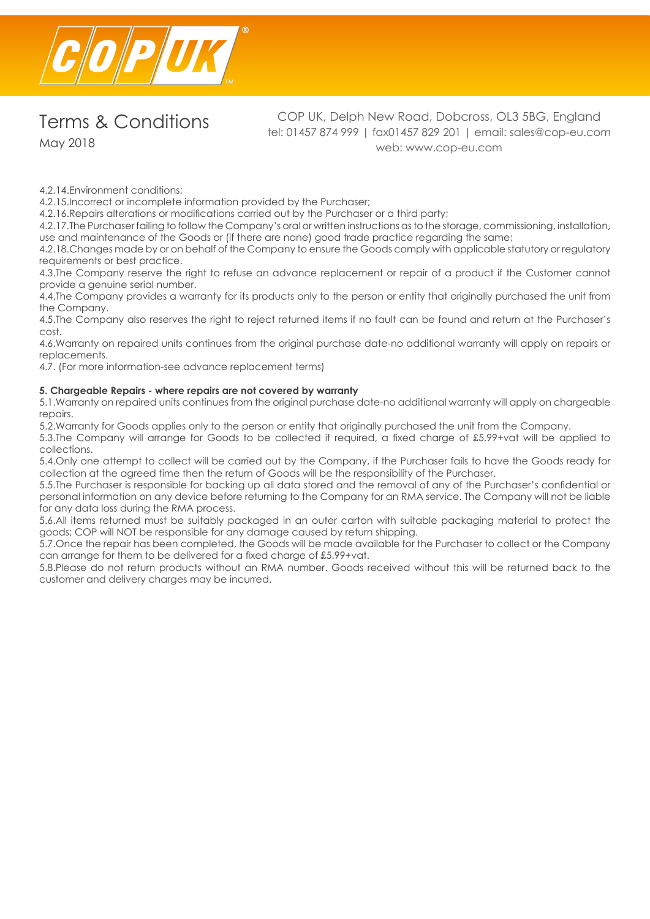4.2.14.Environment conditions;
4.2.15.Incorrect or incomplete information provided by the Purchaser;
4.2.16.Repairs alterations or modifications carried out by the Purchaser or a third party;
4.2.17.The Purchaser failing to follow the Company's oral or written instructions as to the storage, commissioning, installation, use and maintenance of the Goods or (if there are none) good trade practice regarding the same;
4.2.18.Changes made by or on behalf of the Company to ensure the Goods comply with applicable statutory or regulatory requirements or best practice.
4.3.The Company reserve the right to refuse an advance replacement or repair of a product if the Customer cannot provide a genuine serial number.
4.4.The Company provides a warranty for its products only to the person or entity that originally purchased the unit from the Company.
4.5.The Company also reserves the right to reject returned items if no fault can be found and return at the Purchaser's cost.
4.6.Warranty on repaired units continues from the original purchase date-no additional warranty will apply on repairs or replacements.
4.7. (For more information-see advance replacement terms)

**5. Chargeable Repairs - where repairs are not covered by warranty**

5.1.Warranty on repaired units continues from the original purchase date-no additional warranty will apply on chargeable repairs.
5.2.Warranty for Goods applies only to the person or entity that originally purchased the unit from the Company.
5.3.The Company will arrange for Goods to be collected if required, a fixed charge of £5.99+vat will be applied to collections.
5.4.Only one attempt to collect will be carried out by the Company, if the Purchaser fails to have the Goods ready for collection at the agreed time then the return of Goods will be the responsibility of the Purchaser.
5.5.The Purchaser is responsible for backing up all data stored and the removal of any of the Purchaser's confidential or personal information on any device before returning to the Company for an RMA service. The Company will not be liable for any data loss during the RMA process.
5.6.All items returned must be suitably packaged in an outer carton with suitable packaging material to protect the goods; COP will NOT be responsible for any damage caused by return shipping.
5.7.Once the repair has been completed, the Goods will be made available for the Purchaser to collect or the Company can arrange for them to be delivered for a fixed charge of £5.99+vat.
5.8.Please do not return products without an RMA number. Goods received without this will be returned back to the customer and delivery charges may be incurred.